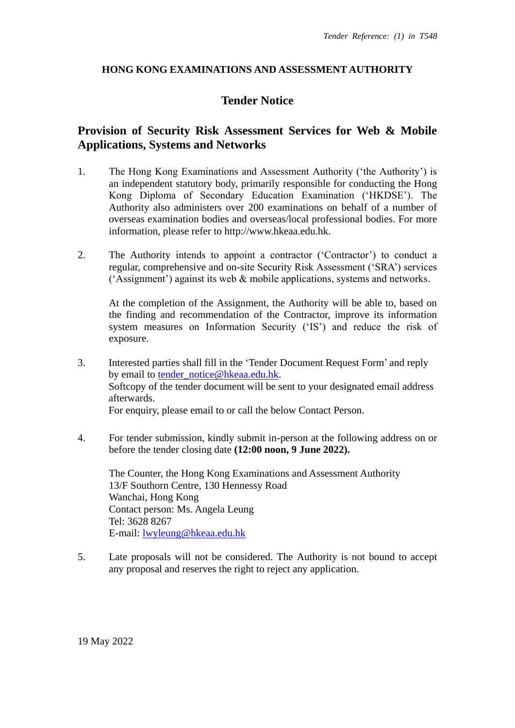*Tender Reference: (1) in T548*

**HONG KONG EXAMINATIONS AND ASSESSMENT AUTHORITY**

# Tender Notice

## Provision of Security Risk Assessment Services for Web & Mobile Applications, Systems and Networks

1. The Hong Kong Examinations and Assessment Authority ('the Authority') is an independent statutory body, primarily responsible for conducting the Hong Kong Diploma of Secondary Education Examination ('HKDSE'). The Authority also administers over 200 examinations on behalf of a number of overseas examination bodies and overseas/local professional bodies. For more information, please refer to http://www.hkeaa.edu.hk.

2. The Authority intends to appoint a contractor ('Contractor') to conduct a regular, comprehensive and on-site Security Risk Assessment ('SRA') services ('Assignment') against its web & mobile applications, systems and networks.

   At the completion of the Assignment, the Authority will be able to, based on the finding and recommendation of the Contractor, improve its information system measures on Information Security ('IS') and reduce the risk of exposure.

3. Interested parties shall fill in the 'Tender Document Request Form' and reply by email to tender_notice@hkeaa.edu.hk.
   Softcopy of the tender document will be sent to your designated email address afterwards.
   For enquiry, please email to or call the below Contact Person.

4. For tender submission, kindly submit in-person at the following address on or before the tender closing date **(12:00 noon, 9 June 2022).**

   The Counter, the Hong Kong Examinations and Assessment Authority
   13/F Southorn Centre, 130 Hennessy Road
   Wanchai, Hong Kong
   Contact person: Ms. Angela Leung
   Tel: 3628 8267
   E-mail: lwyleung@hkeaa.edu.hk

5. Late proposals will not be considered. The Authority is not bound to accept any proposal and reserves the right to reject any application.

19 May 2022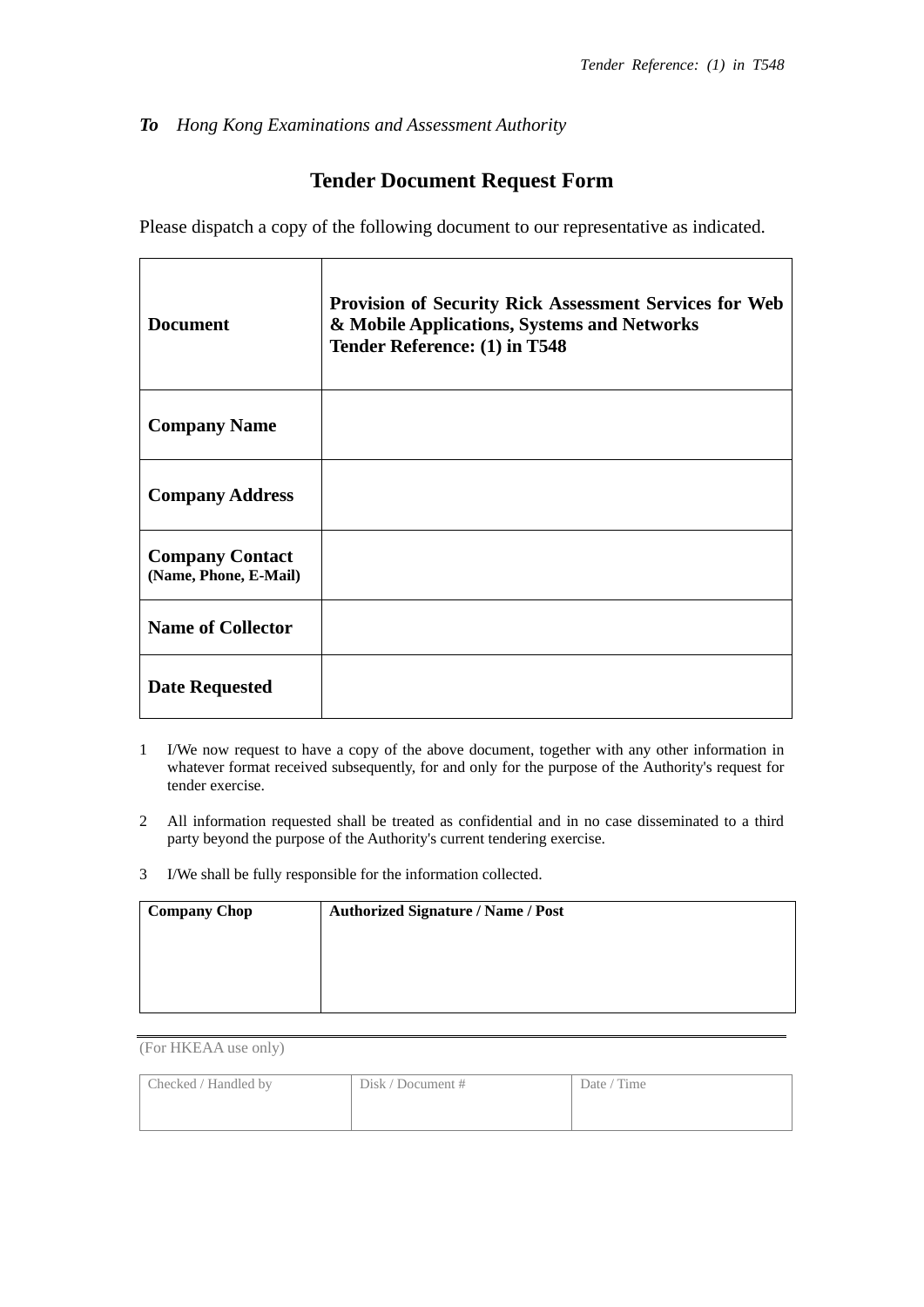*Tender Reference: (1) in T548*

***To*** *Hong Kong Examinations and Assessment Authority*

# Tender Document Request Form

Please dispatch a copy of the following document to our representative as indicated.

| | |
|---|---|
| **Document** | **Provision of Security Rick Assessment Services for Web & Mobile Applications, Systems and Networks**<br>**Tender Reference: (1) in T548** |
| **Company Name** | |
| **Company Address** | |
| **Company Contact**<br>**(Name, Phone, E-Mail)** | |
| **Name of Collector** | |
| **Date Requested** | |

1. I/We now request to have a copy of the above document, together with any other information in whatever format received subsequently, for and only for the purpose of the Authority's request for tender exercise.

2. All information requested shall be treated as confidential and in no case disseminated to a third party beyond the purpose of the Authority's current tendering exercise.

3. I/We shall be fully responsible for the information collected.

| **Company Chop** | **Authorized Signature / Name / Post** |
|---|---|
| | |

(For HKEAA use only)

| Checked / Handled by | Disk / Document # | Date / Time |
|---|---|---|
| | | |